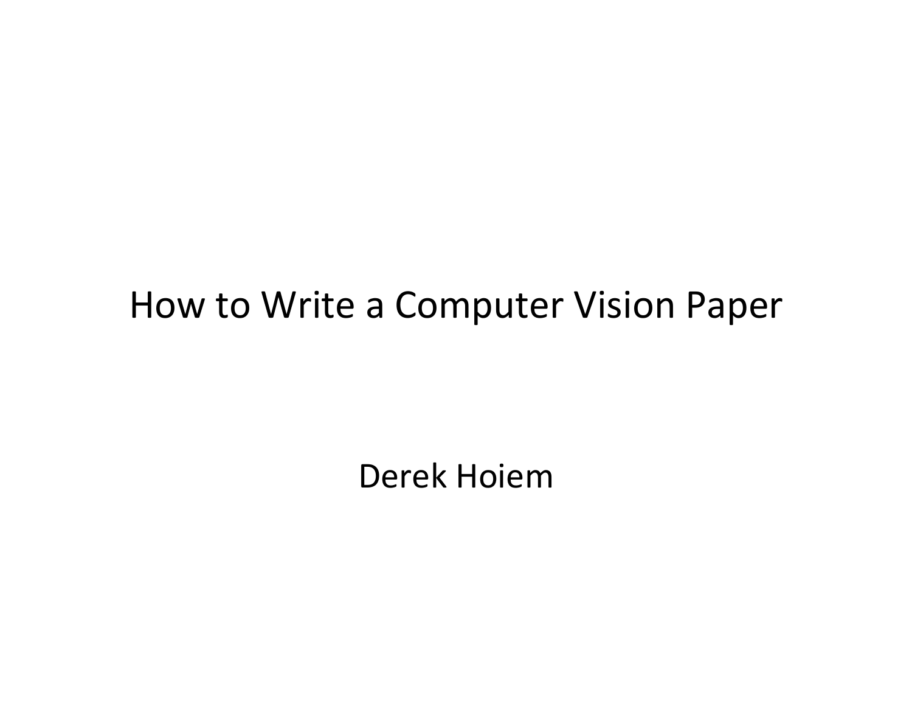# How to Write a Computer Vision Paper

Derek Hoiem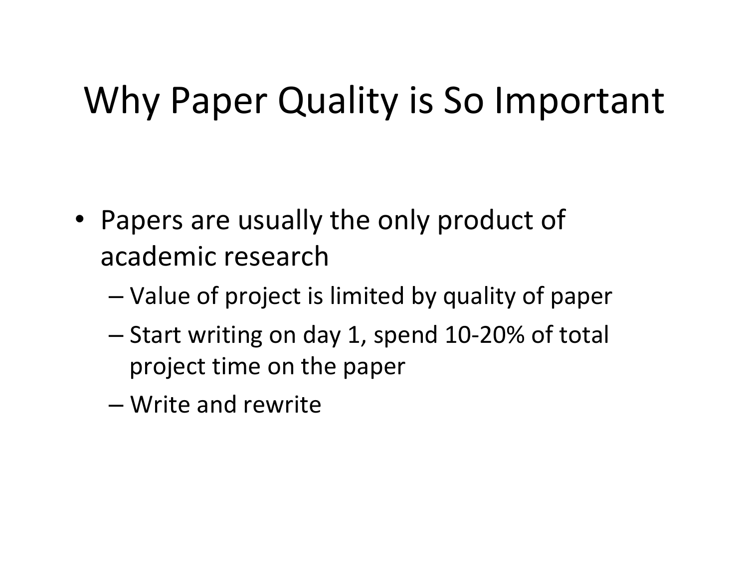# Why Paper Quality is So Important

- Papers are usually the only product of academic research
  - Value of project is limited by quality of paper
  - Start writing on day 1, spend 10-20% of total project time on the paper
  - Write and rewrite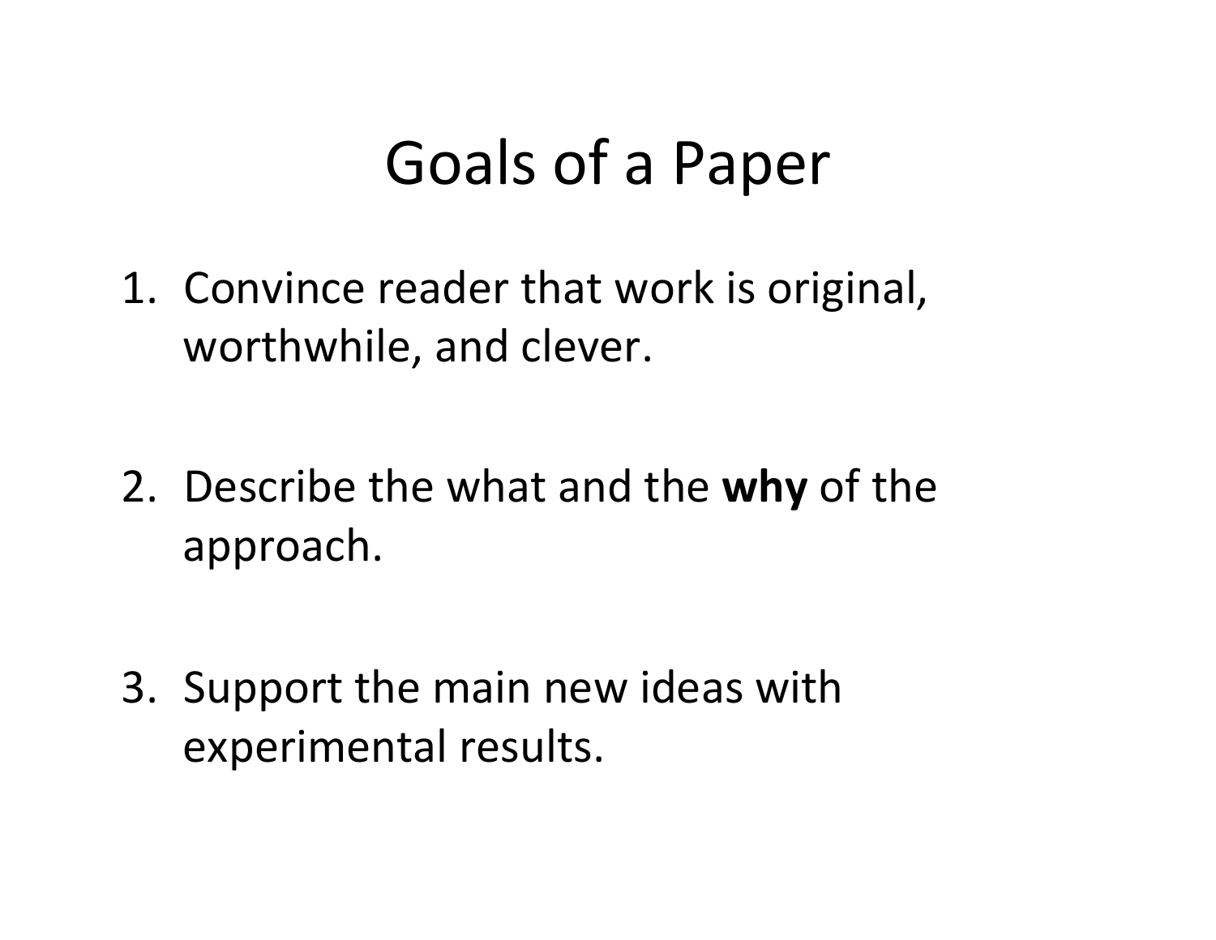# Goals of a Paper

1. Convince reader that work is original, worthwhile, and clever.

2. Describe the what and the **why** of the approach.

3. Support the main new ideas with experimental results.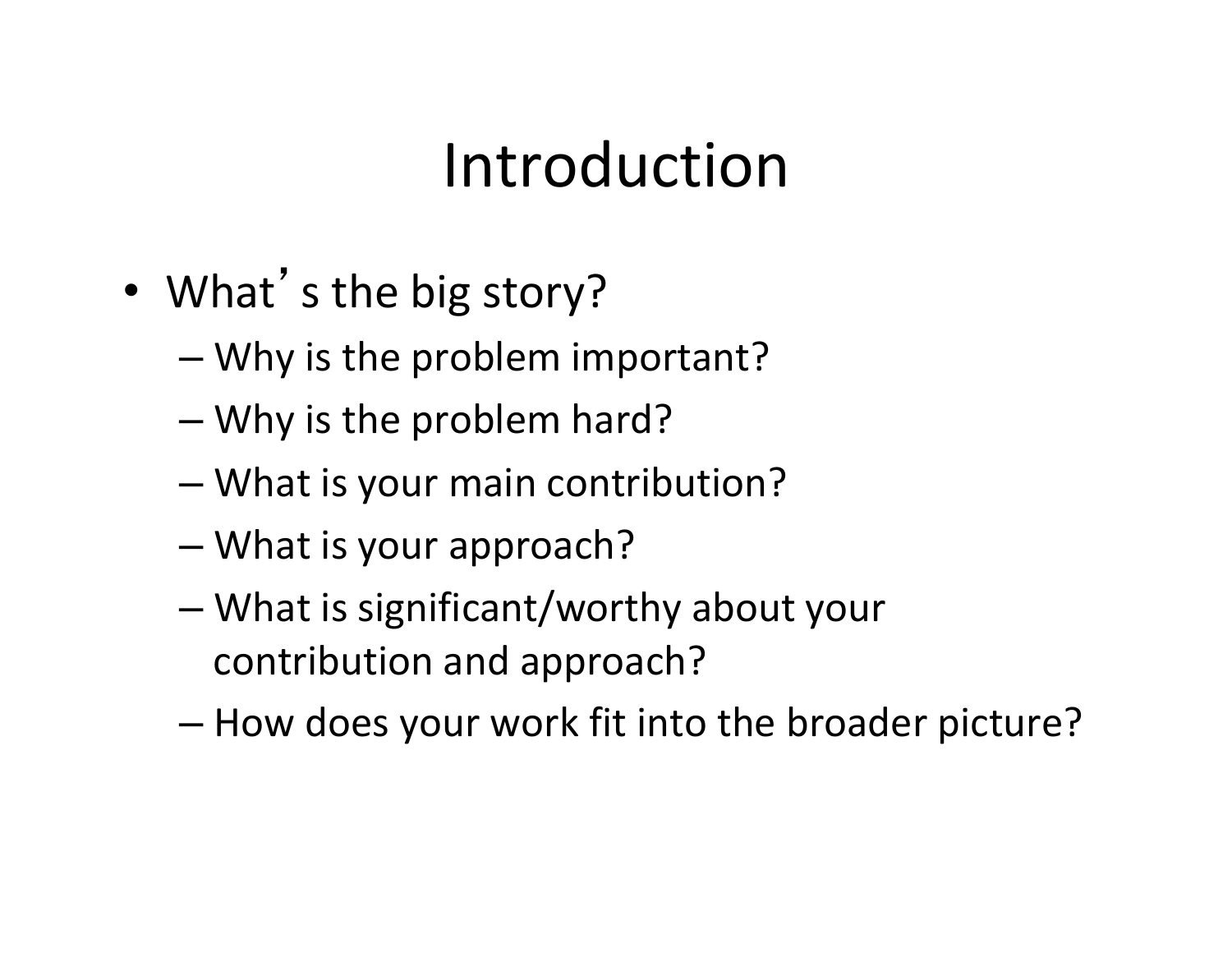# Introduction

- What's the big story?
  - Why is the problem important?
  - Why is the problem hard?
  - What is your main contribution?
  - What is your approach?
  - What is significant/worthy about your contribution and approach?
  - How does your work fit into the broader picture?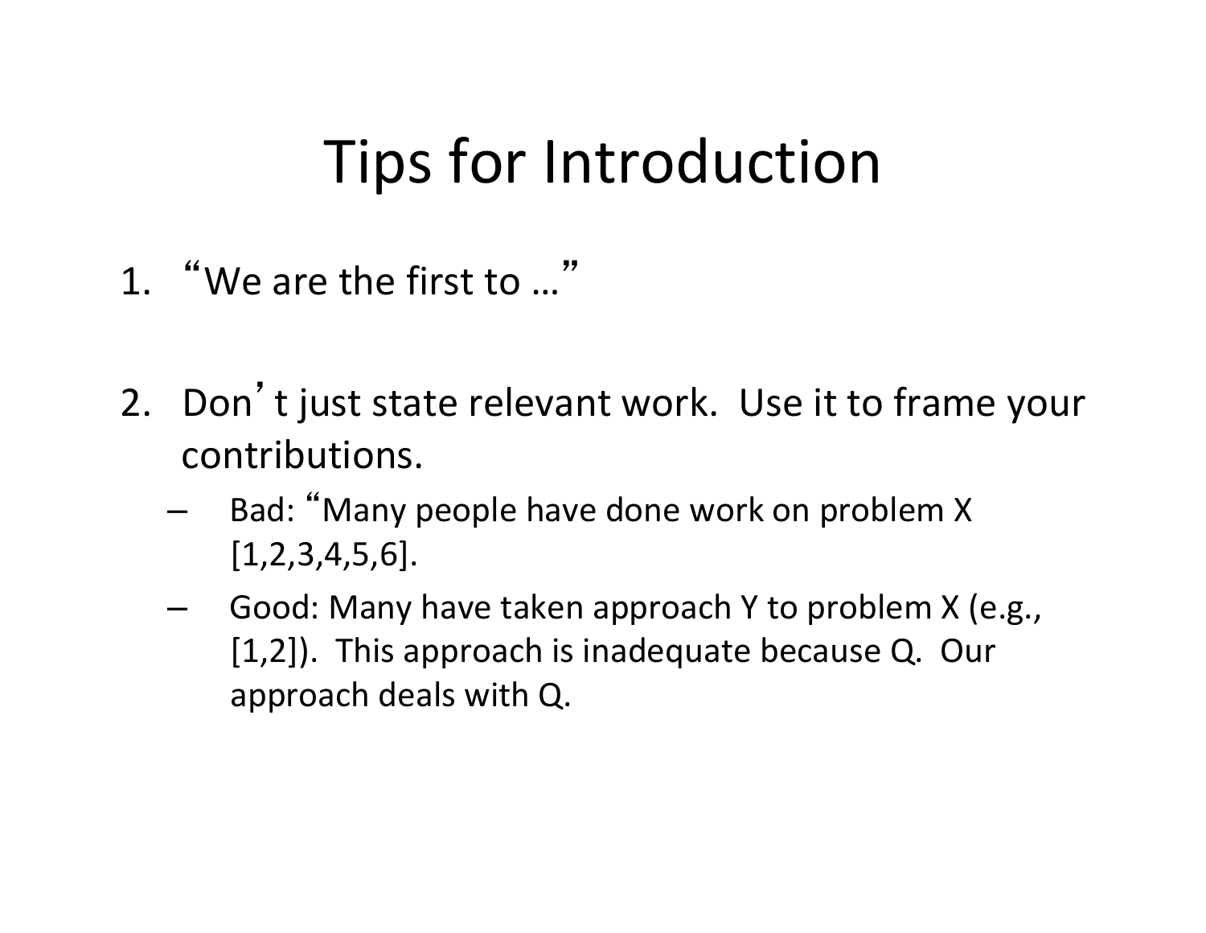# Tips for Introduction

1. "We are the first to …"

2. Don't just state relevant work. Use it to frame your contributions.
   - Bad: "Many people have done work on problem X [1,2,3,4,5,6].
   - Good: Many have taken approach Y to problem X (e.g., [1,2]). This approach is inadequate because Q. Our approach deals with Q.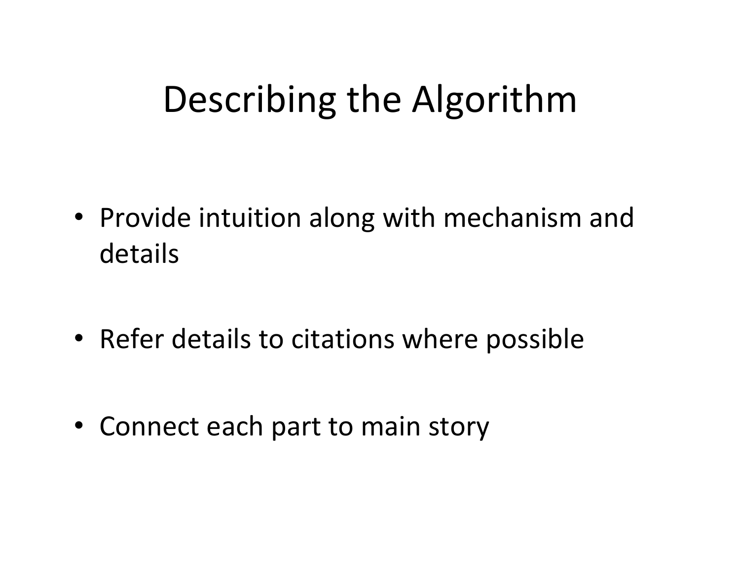# Describing the Algorithm

- Provide intuition along with mechanism and details
- Refer details to citations where possible
- Connect each part to main story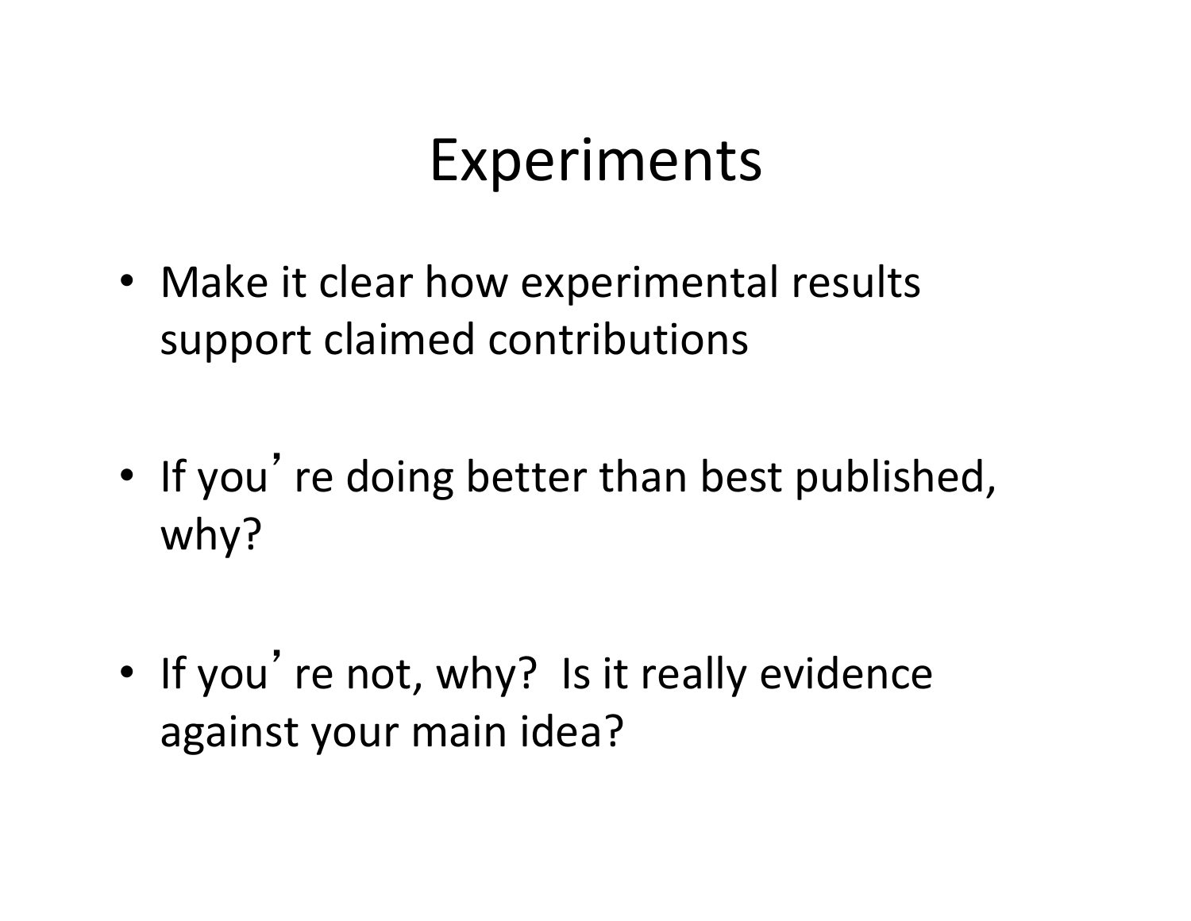# Experiments

- Make it clear how experimental results support claimed contributions
- If you're doing better than best published, why?
- If you're not, why? Is it really evidence against your main idea?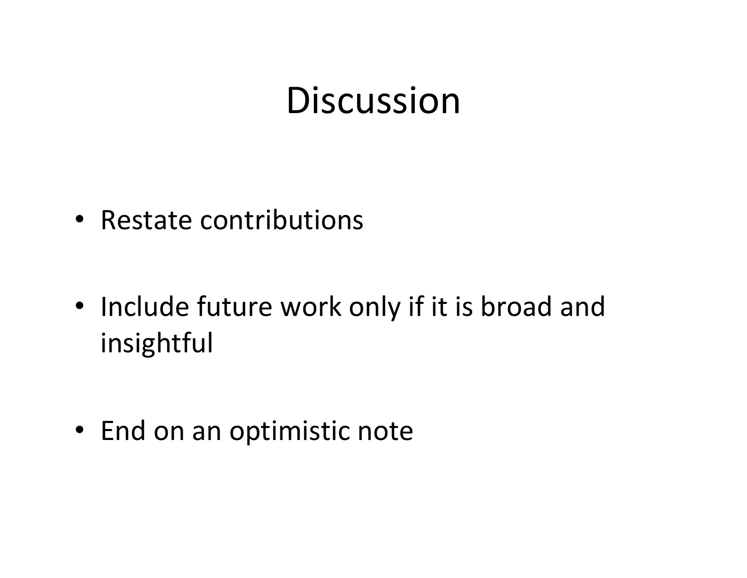# Discussion

- Restate contributions
- Include future work only if it is broad and insightful
- End on an optimistic note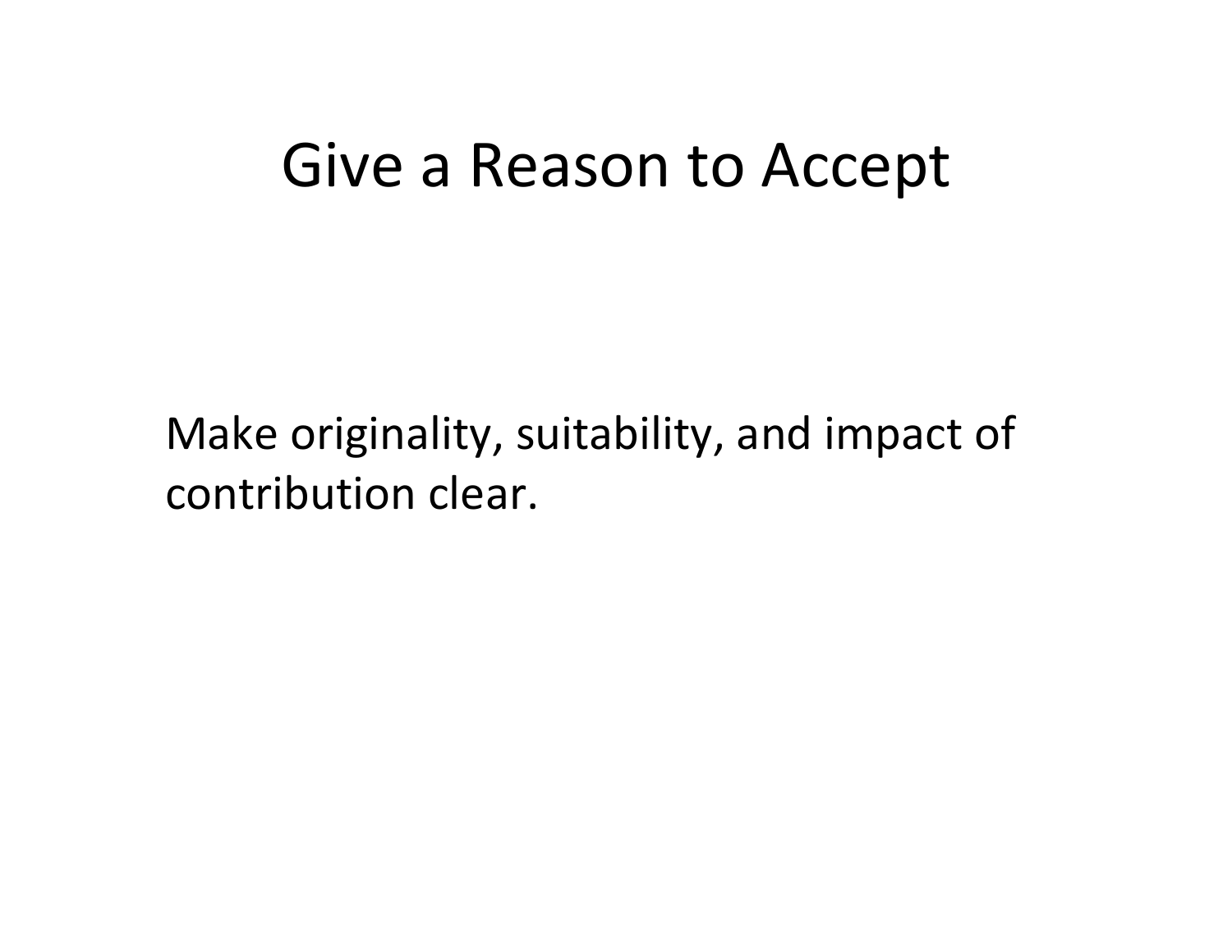# Give a Reason to Accept

Make originality, suitability, and impact of contribution clear.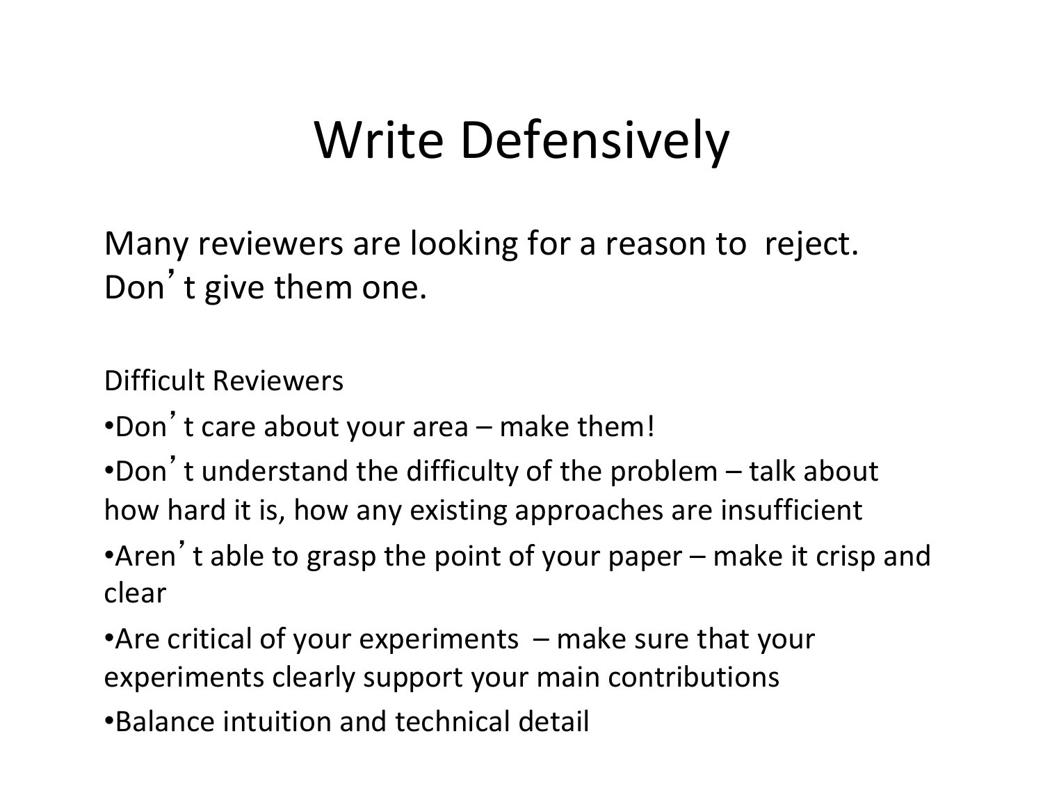# Write Defensively

Many reviewers are looking for a reason to reject. Don't give them one.

Difficult Reviewers

- Don't care about your area – make them!
- Don't understand the difficulty of the problem – talk about how hard it is, how any existing approaches are insufficient
- Aren't able to grasp the point of your paper – make it crisp and clear
- Are critical of your experiments – make sure that your experiments clearly support your main contributions
- Balance intuition and technical detail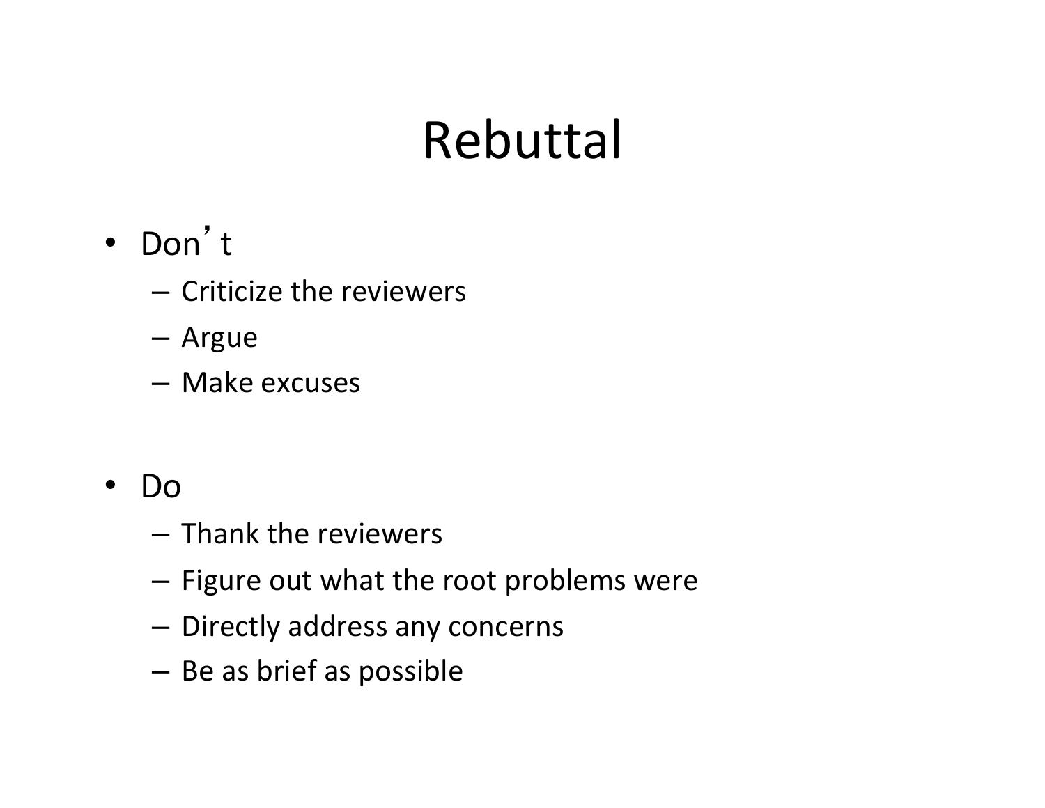# Rebuttal

- Don't
  - Criticize the reviewers
  - Argue
  - Make excuses
- Do
  - Thank the reviewers
  - Figure out what the root problems were
  - Directly address any concerns
  - Be as brief as possible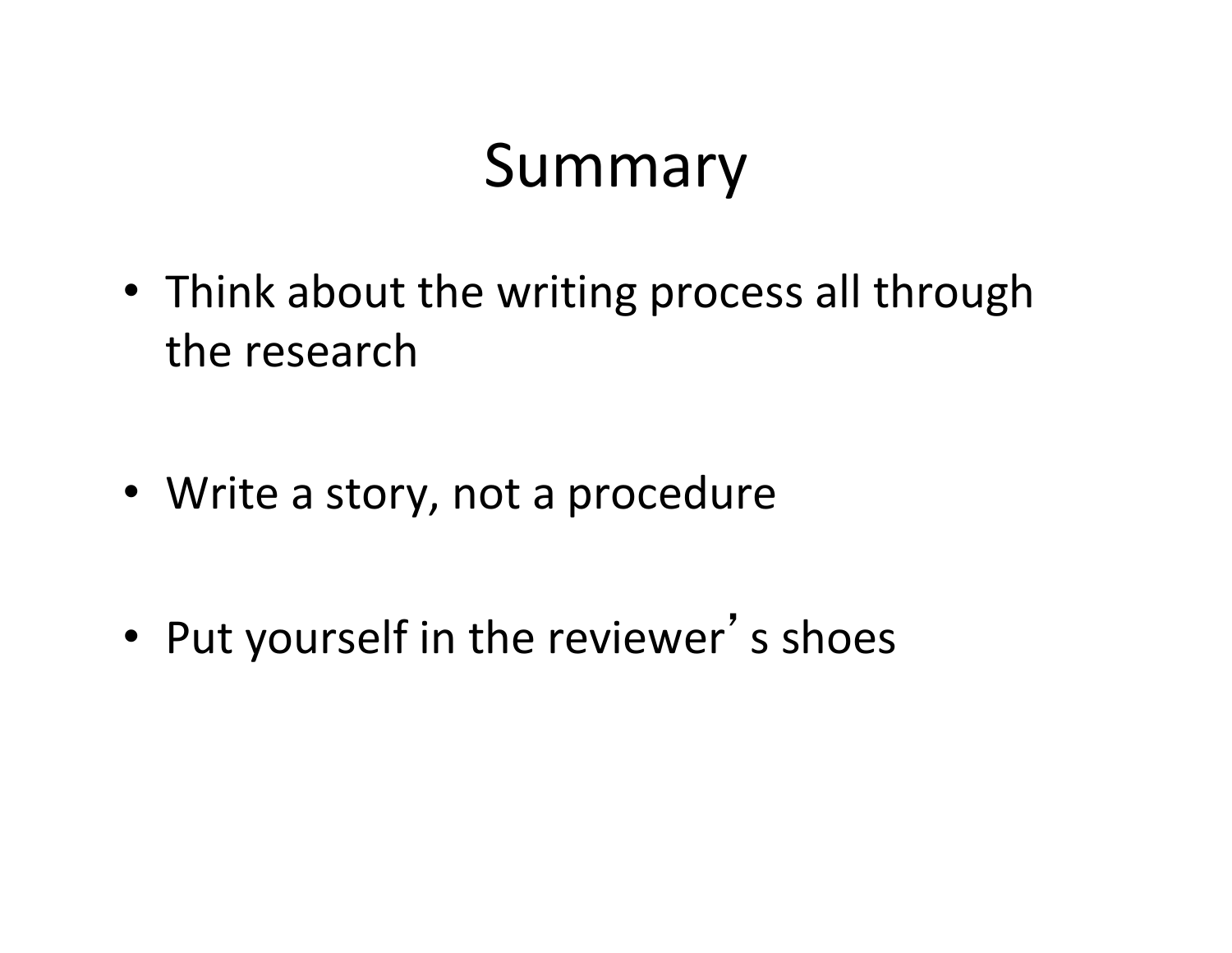# Summary

- Think about the writing process all through the research
- Write a story, not a procedure
- Put yourself in the reviewer's shoes